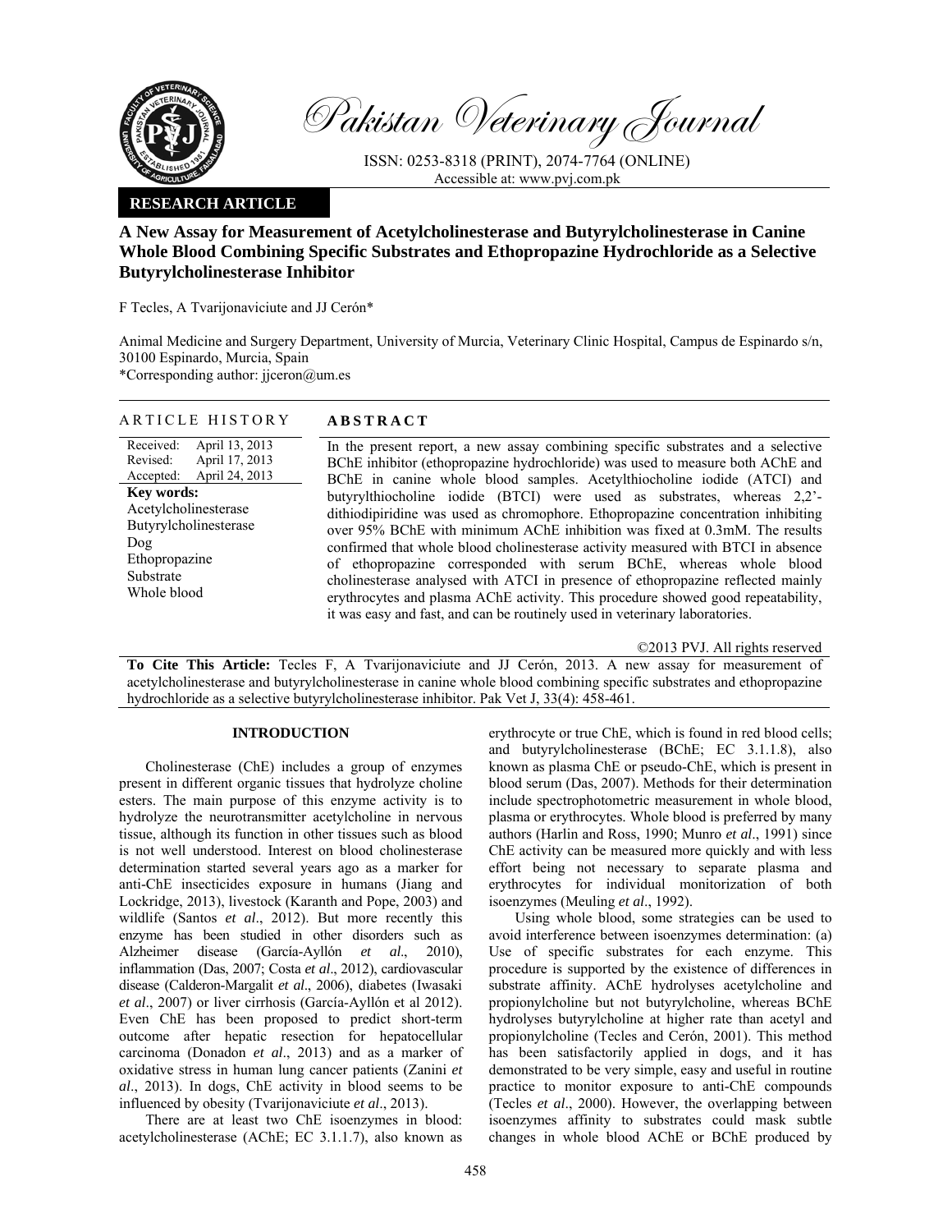**RESEARCH ARTICLE**

# A New Assay for Measurement of Acetylcholinesterase and Butyrylcholinesterase in Canine Whole Blood Combining Specific Substrates and Ethopropazine Hydrochloride as a Selective Butyrylcholinesterase Inhibitor

F Tecles, A Tvarijonaviciute and JJ Cerón*

Animal Medicine and Surgery Department, University of Murcia, Veterinary Clinic Hospital, Campus de Espinardo s/n, 30100 Espinardo, Murcia, Spain
*Corresponding author: jjceron@um.es

## ARTICLE HISTORY

Received: April 13, 2013
Revised: April 17, 2013
Accepted: April 24, 2013

**Key words:**
Acetylcholinesterase
Butyrylcholinesterase
Dog
Ethopropazine
Substrate
Whole blood

## ABSTRACT

In the present report, a new assay combining specific substrates and a selective BChE inhibitor (ethopropazine hydrochloride) was used to measure both AChE and BChE in canine whole blood samples. Acetylthiocholine iodide (ATCI) and butyrylthiocholine iodide (BTCI) were used as substrates, whereas 2,2'-dithiodipiridine was used as chromophore. Ethopropazine concentration inhibiting over 95% BChE with minimum AChE inhibition was fixed at 0.3mM. The results confirmed that whole blood cholinesterase activity measured with BTCI in absence of ethopropazine corresponded with serum BChE, whereas whole blood cholinesterase analysed with ATCI in presence of ethopropazine reflected mainly erythrocytes and plasma AChE activity. This procedure showed good repeatability, it was easy and fast, and can be routinely used in veterinary laboratories.

©2013 PVJ. All rights reserved

**To Cite This Article:** Tecles F, A Tvarijonaviciute and JJ Cerón, 2013. A new assay for measurement of acetylcholinesterase and butyrylcholinesterase in canine whole blood combining specific substrates and ethopropazine hydrochloride as a selective butyrylcholinesterase inhibitor. Pak Vet J, 33(4): 458-461.

## INTRODUCTION

Cholinesterase (ChE) includes a group of enzymes present in different organic tissues that hydrolyze choline esters. The main purpose of this enzyme activity is to hydrolyze the neurotransmitter acetylcholine in nervous tissue, although its function in other tissues such as blood is not well understood. Interest on blood cholinesterase determination started several years ago as a marker for anti-ChE insecticides exposure in humans (Jiang and Lockridge, 2013), livestock (Karanth and Pope, 2003) and wildlife (Santos *et al*., 2012). But more recently this enzyme has been studied in other disorders such as Alzheimer disease (García-Ayllón *et al*., 2010), inflammation (Das, 2007; Costa *et al*., 2012), cardiovascular disease (Calderon-Margalit *et al*., 2006), diabetes (Iwasaki *et al*., 2007) or liver cirrhosis (García-Ayllón et al 2012). Even ChE has been proposed to predict short-term outcome after hepatic resection for hepatocellular carcinoma (Donadon *et al*., 2013) and as a marker of oxidative stress in human lung cancer patients (Zanini *et al*., 2013). In dogs, ChE activity in blood seems to be influenced by obesity (Tvarijonaviciute *et al*., 2013).

There are at least two ChE isoenzymes in blood: acetylcholinesterase (AChE; EC 3.1.1.7), also known as erythrocyte or true ChE, which is found in red blood cells; and butyrylcholinesterase (BChE; EC 3.1.1.8), also known as plasma ChE or pseudo-ChE, which is present in blood serum (Das, 2007). Methods for their determination include spectrophotometric measurement in whole blood, plasma or erythrocytes. Whole blood is preferred by many authors (Harlin and Ross, 1990; Munro *et al*., 1991) since ChE activity can be measured more quickly and with less effort being not necessary to separate plasma and erythrocytes for individual monitorization of both isoenzymes (Meuling *et al*., 1992).

Using whole blood, some strategies can be used to avoid interference between isoenzymes determination: (a) Use of specific substrates for each enzyme. This procedure is supported by the existence of differences in substrate affinity. AChE hydrolyses acetylcholine and propionylcholine but not butyrylcholine, whereas BChE hydrolyses butyrylcholine at higher rate than acetyl and propionylcholine (Tecles and Cerón, 2001). This method has been satisfactorily applied in dogs, and it has demonstrated to be very simple, easy and useful in routine practice to monitor exposure to anti-ChE compounds (Tecles *et al*., 2000). However, the overlapping between isoenzymes affinity to substrates could mask subtle changes in whole blood AChE or BChE produced by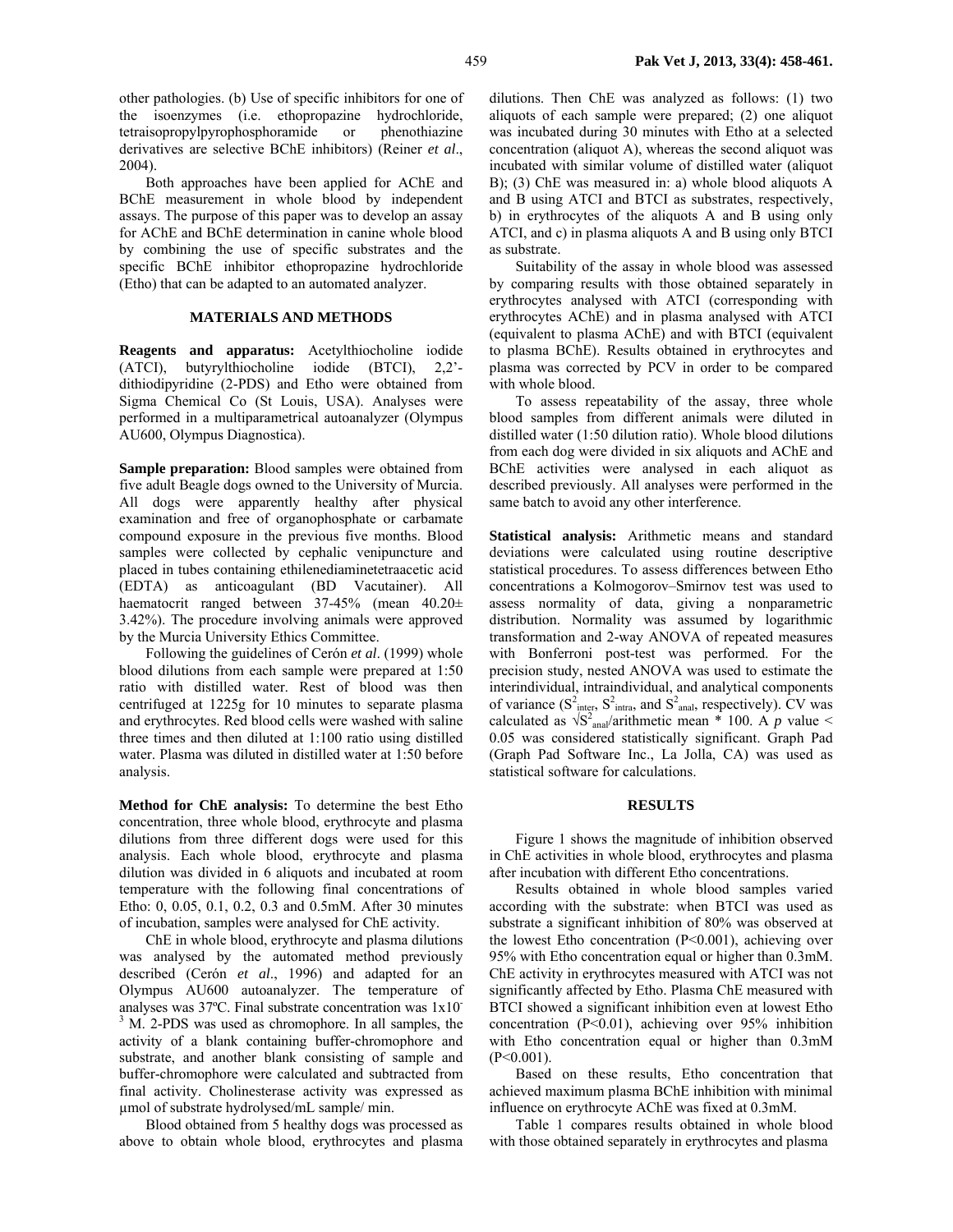other pathologies. (b) Use of specific inhibitors for one of the isoenzymes (i.e. ethopropazine hydrochloride, tetraisopropylpyrophosphoramide or phenothiazine derivatives are selective BChE inhibitors) (Reiner *et al*., 2004).

Both approaches have been applied for AChE and BChE measurement in whole blood by independent assays. The purpose of this paper was to develop an assay for AChE and BChE determination in canine whole blood by combining the use of specific substrates and the specific BChE inhibitor ethopropazine hydrochloride (Etho) that can be adapted to an automated analyzer.

## MATERIALS AND METHODS

**Reagents and apparatus:** Acetylthiocholine iodide (ATCI), butyrylthiocholine iodide (BTCI), 2,2'-dithiodipyridine (2-PDS) and Etho were obtained from Sigma Chemical Co (St Louis, USA). Analyses were performed in a multiparametrical autoanalyzer (Olympus AU600, Olympus Diagnostica).

**Sample preparation:** Blood samples were obtained from five adult Beagle dogs owned to the University of Murcia. All dogs were apparently healthy after physical examination and free of organophosphate or carbamate compound exposure in the previous five months. Blood samples were collected by cephalic venipuncture and placed in tubes containing ethilenediaminetetraacetic acid (EDTA) as anticoagulant (BD Vacutainer). All haematocrit ranged between 37-45% (mean 40.20± 3.42%). The procedure involving animals were approved by the Murcia University Ethics Committee.

Following the guidelines of Cerón *et al*. (1999) whole blood dilutions from each sample were prepared at 1:50 ratio with distilled water. Rest of blood was then centrifuged at 1225g for 10 minutes to separate plasma and erythrocytes. Red blood cells were washed with saline three times and then diluted at 1:100 ratio using distilled water. Plasma was diluted in distilled water at 1:50 before analysis.

**Method for ChE analysis:** To determine the best Etho concentration, three whole blood, erythrocyte and plasma dilutions from three different dogs were used for this analysis. Each whole blood, erythrocyte and plasma dilution was divided in 6 aliquots and incubated at room temperature with the following final concentrations of Etho: 0, 0.05, 0.1, 0.2, 0.3 and 0.5mM. After 30 minutes of incubation, samples were analysed for ChE activity.

ChE in whole blood, erythrocyte and plasma dilutions was analysed by the automated method previously described (Cerón *et al*., 1996) and adapted for an Olympus AU600 autoanalyzer. The temperature of analyses was 37ºC. Final substrate concentration was $1\times10^{-3}$ M. 2-PDS was used as chromophore. In all samples, the activity of a blank containing buffer-chromophore and substrate, and another blank consisting of sample and buffer-chromophore were calculated and subtracted from final activity. Cholinesterase activity was expressed as µmol of substrate hydrolysed/mL sample/ min.

Blood obtained from 5 healthy dogs was processed as above to obtain whole blood, erythrocytes and plasma dilutions. Then ChE was analyzed as follows: (1) two aliquots of each sample were prepared; (2) one aliquot was incubated during 30 minutes with Etho at a selected concentration (aliquot A), whereas the second aliquot was incubated with similar volume of distilled water (aliquot B); (3) ChE was measured in: a) whole blood aliquots A and B using ATCI and BTCI as substrates, respectively, b) in erythrocytes of the aliquots A and B using only ATCI, and c) in plasma aliquots A and B using only BTCI as substrate.

Suitability of the assay in whole blood was assessed by comparing results with those obtained separately in erythrocytes analysed with ATCI (corresponding with erythrocytes AChE) and in plasma analysed with ATCI (equivalent to plasma AChE) and with BTCI (equivalent to plasma BChE). Results obtained in erythrocytes and plasma was corrected by PCV in order to be compared with whole blood.

To assess repeatability of the assay, three whole blood samples from different animals were diluted in distilled water (1:50 dilution ratio). Whole blood dilutions from each dog were divided in six aliquots and AChE and BChE activities were analysed in each aliquot as described previously. All analyses were performed in the same batch to avoid any other interference.

**Statistical analysis:** Arithmetic means and standard deviations were calculated using routine descriptive statistical procedures. To assess differences between Etho concentrations a Kolmogorov–Smirnov test was used to assess normality of data, giving a nonparametric distribution. Normality was assumed by logarithmic transformation and 2-way ANOVA of repeated measures with Bonferroni post-test was performed. For the precision study, nested ANOVA was used to estimate the interindividual, intraindividual, and analytical components of variance ($S^2_{inter}$, $S^2_{intra}$, and $S^2_{anal}$, respectively). CV was calculated as $\sqrt{S^2_{anal}}$/arithmetic mean * 100. A *p* value < 0.05 was considered statistically significant. Graph Pad (Graph Pad Software Inc., La Jolla, CA) was used as statistical software for calculations.

## RESULTS

Figure 1 shows the magnitude of inhibition observed in ChE activities in whole blood, erythrocytes and plasma after incubation with different Etho concentrations.

Results obtained in whole blood samples varied according with the substrate: when BTCI was used as substrate a significant inhibition of 80% was observed at the lowest Etho concentration ($P<0.001$), achieving over 95% with Etho concentration equal or higher than 0.3mM. ChE activity in erythrocytes measured with ATCI was not significantly affected by Etho. Plasma ChE measured with BTCI showed a significant inhibition even at lowest Etho concentration ($P<0.01$), achieving over 95% inhibition with Etho concentration equal or higher than 0.3mM ($P<0.001$).

Based on these results, Etho concentration that achieved maximum plasma BChE inhibition with minimal influence on erythrocyte AChE was fixed at 0.3mM.

Table 1 compares results obtained in whole blood with those obtained separately in erythrocytes and plasma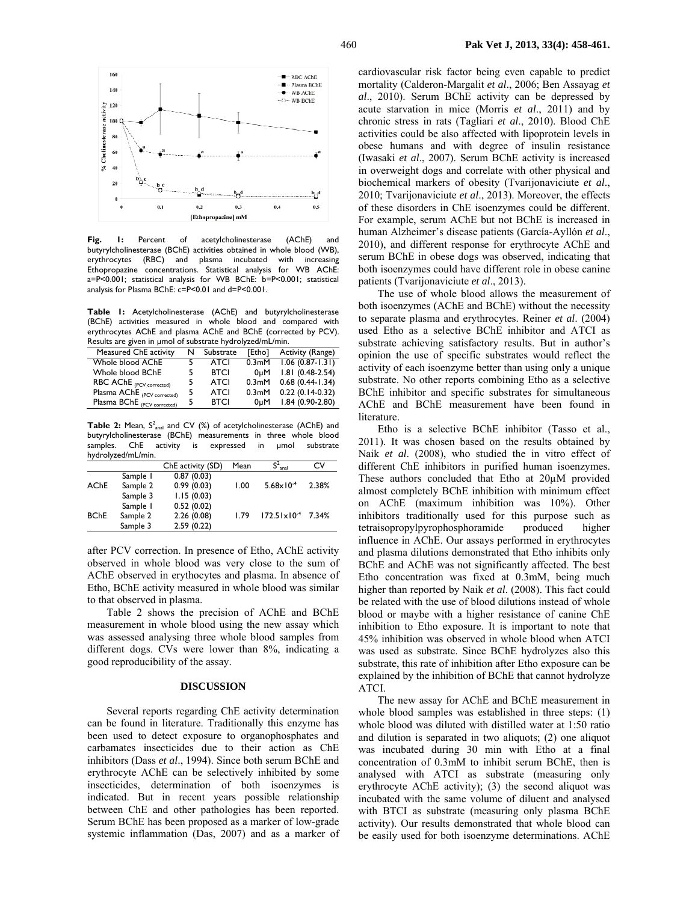**Fig. 1:** Percent of acetylcholinesterase (AChE) and butyrylcholinesterase (BChE) activities obtained in whole blood (WB), erythrocytes (RBC) and plasma incubated with increasing Ethopropazine concentrations. Statistical analysis for WB AChE: a=P<0.001; statistical analysis for WB BChE: b=P<0.001; statistical analysis for Plasma BChE: c=P<0.01 and d=P<0.001.

**Table 1:** Acetylcholinesterase (AChE) and butyrylcholinesterase (BChE) activities measured in whole blood and compared with erythrocytes AChE and plasma AChE and BChE (corrected by PCV). Results are given in µmol of substrate hydrolyzed/mL/min.

| Measured ChE activity | N | Substrate | [Etho] | Activity (Range) |
|---|---|---|---|---|
| Whole blood AChE | 5 | ATCI | 0.3mM | 1.06 (0.87-1.31) |
| Whole blood BChE | 5 | BTCI | 0µM | 1.81 (0.48-2.54) |
| RBC AChE $_{(PCV\ corrected)}$ | 5 | ATCI | 0.3mM | 0.68 (0.44-1.34) |
| Plasma AChE $_{(PCV\ corrected)}$ | 5 | ATCI | 0.3mM | 0.22 (0.14-0.32) |
| Plasma BChE $_{(PCV\ corrected)}$ | 5 | BTCI | 0µM | 1.84 (0.90-2.80) |

**Table 2:** Mean, $S^2_{anal}$ and CV (%) of acetylcholinesterase (AChE) and butyrylcholinesterase (BChE) measurements in three whole blood samples. ChE activity is expressed in µmol substrate hydrolyzed/mL/min.

| | | ChE activity (SD) | Mean | $S^2_{anal}$ | CV |
|---|---|---|---|---|---|
| AChE | Sample 1 | 0.87 (0.03) | 1.00 | $5.68\times10^{-4}$ | 2.38% |
| | Sample 2 | 0.99 (0.03) | | | |
| | Sample 3 | 1.15 (0.03) | | | |
| BChE | Sample 1 | 0.52 (0.02) | 1.79 | $172.51\times10^{-4}$ | 7.34% |
| | Sample 2 | 2.26 (0.08) | | | |
| | Sample 3 | 2.59 (0.22) | | | |

after PCV correction. In presence of Etho, AChE activity observed in whole blood was very close to the sum of AChE observed in erythocytes and plasma. In absence of Etho, BChE activity measured in whole blood was similar to that observed in plasma.

Table 2 shows the precision of AChE and BChE measurement in whole blood using the new assay which was assessed analysing three whole blood samples from different dogs. CVs were lower than 8%, indicating a good reproducibility of the assay.

## DISCUSSION

Several reports regarding ChE activity determination can be found in literature. Traditionally this enzyme has been used to detect exposure to organophosphates and carbamates insecticides due to their action as ChE inhibitors (Dass *et al*., 1994). Since both serum BChE and erythrocyte AChE can be selectively inhibited by some insecticides, determination of both isoenzymes is indicated. But in recent years possible relationship between ChE and other pathologies has been reported. Serum BChE has been proposed as a marker of low-grade systemic inflammation (Das, 2007) and as a marker of cardiovascular risk factor being even capable to predict mortality (Calderon-Margalit *et al*., 2006; Ben Assayag *et al*., 2010). Serum BChE activity can be depressed by acute starvation in mice (Morris *et al*., 2011) and by chronic stress in rats (Tagliari *et al*., 2010). Blood ChE activities could be also affected with lipoprotein levels in obese humans and with degree of insulin resistance (Iwasaki *et al*., 2007). Serum BChE activity is increased in overweight dogs and correlate with other physical and biochemical markers of obesity (Tvarijonaviciute *et al*., 2010; Tvarijonaviciute *et al*., 2013). Moreover, the effects of these disorders in ChE isoenzymes could be different. For example, serum AChE but not BChE is increased in human Alzheimer's disease patients (García-Ayllón *et al*., 2010), and different response for erythrocyte AChE and serum BChE in obese dogs was observed, indicating that both isoenzymes could have different role in obese canine patients (Tvarijonaviciute *et al*., 2013).

The use of whole blood allows the measurement of both isoenzymes (AChE and BChE) without the necessity to separate plasma and erythrocytes. Reiner *et al*. (2004) used Etho as a selective BChE inhibitor and ATCI as substrate achieving satisfactory results. But in author's opinion the use of specific substrates would reflect the activity of each isoenzyme better than using only a unique substrate. No other reports combining Etho as a selective BChE inhibitor and specific substrates for simultaneous AChE and BChE measurement have been found in literature.

Etho is a selective BChE inhibitor (Tasso et al., 2011). It was chosen based on the results obtained by Naik *et al*. (2008), who studied the in vitro effect of different ChE inhibitors in purified human isoenzymes. These authors concluded that Etho at 20µM provided almost completely BChE inhibition with minimum effect on AChE (maximum inhibition was 10%). Other inhibitors traditionally used for this purpose such as tetraisopropylpyrophosphoramide produced higher influence in AChE. Our assays performed in erythrocytes and plasma dilutions demonstrated that Etho inhibits only BChE and AChE was not significantly affected. The best Etho concentration was fixed at 0.3mM, being much higher than reported by Naik *et al*. (2008). This fact could be related with the use of blood dilutions instead of whole blood or maybe with a higher resistance of canine ChE inhibition to Etho exposure. It is important to note that 45% inhibition was observed in whole blood when ATCI was used as substrate. Since BChE hydrolyzes also this substrate, this rate of inhibition after Etho exposure can be explained by the inhibition of BChE that cannot hydrolyze ATCI.

The new assay for AChE and BChE measurement in whole blood samples was established in three steps: (1) whole blood was diluted with distilled water at 1:50 ratio and dilution is separated in two aliquots; (2) one aliquot was incubated during 30 min with Etho at a final concentration of 0.3mM to inhibit serum BChE, then is analysed with ATCI as substrate (measuring only erythrocyte AChE activity); (3) the second aliquot was incubated with the same volume of diluent and analysed with BTCI as substrate (measuring only plasma BChE activity). Our results demonstrated that whole blood can be easily used for both isoenzyme determinations. AChE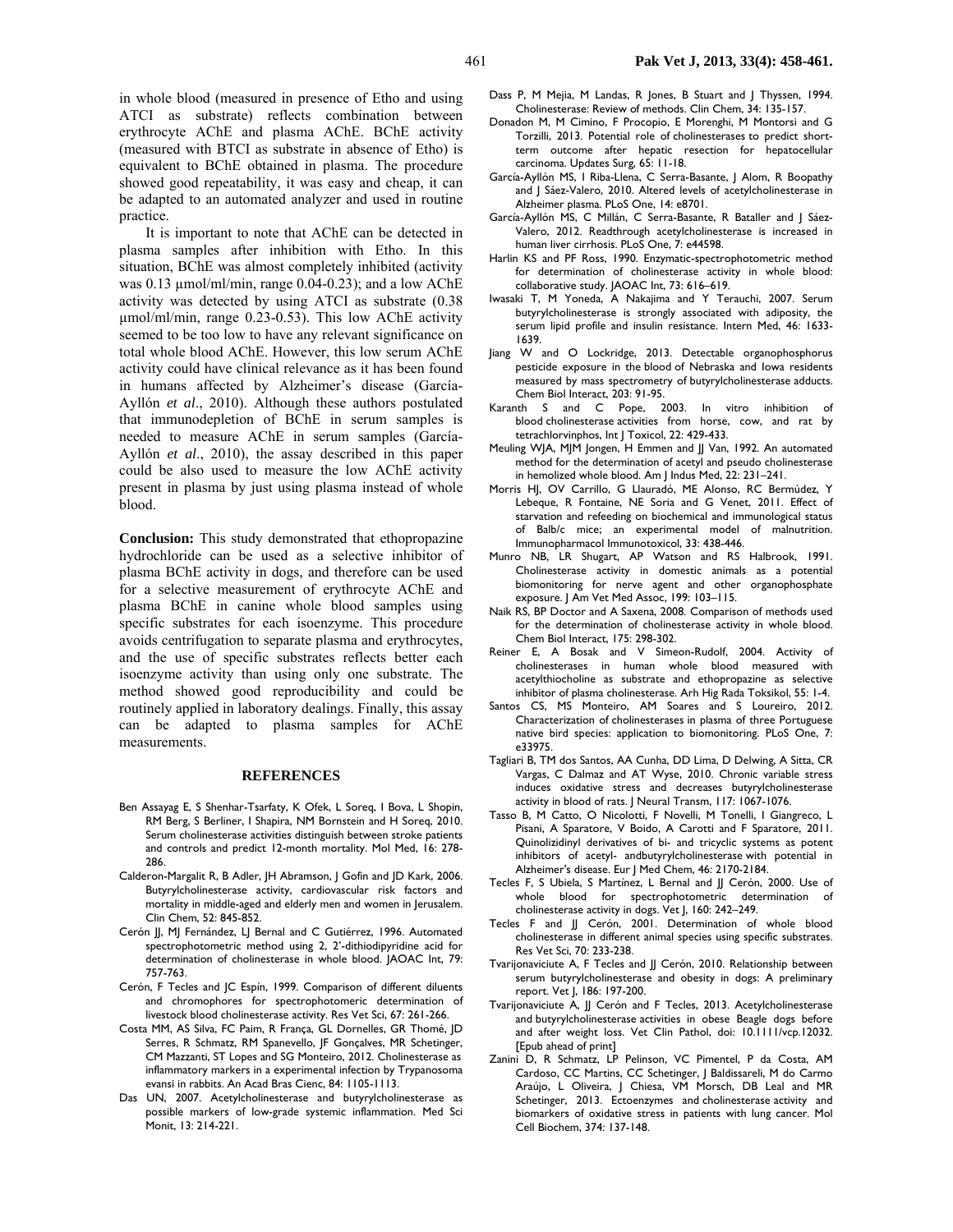in whole blood (measured in presence of Etho and using ATCI as substrate) reflects combination between erythrocyte AChE and plasma AChE. BChE activity (measured with BTCI as substrate in absence of Etho) is equivalent to BChE obtained in plasma. The procedure showed good repeatability, it was easy and cheap, it can be adapted to an automated analyzer and used in routine practice.

It is important to note that AChE can be detected in plasma samples after inhibition with Etho. In this situation, BChE was almost completely inhibited (activity was 0.13 µmol/ml/min, range 0.04-0.23); and a low AChE activity was detected by using ATCI as substrate (0.38 µmol/ml/min, range 0.23-0.53). This low AChE activity seemed to be too low to have any relevant significance on total whole blood AChE. However, this low serum AChE activity could have clinical relevance as it has been found in humans affected by Alzheimer's disease (García-Ayllón *et al*., 2010). Although these authors postulated that immunodepletion of BChE in serum samples is needed to measure AChE in serum samples (García-Ayllón *et al*., 2010), the assay described in this paper could be also used to measure the low AChE activity present in plasma by just using plasma instead of whole blood.

**Conclusion:** This study demonstrated that ethopropazine hydrochloride can be used as a selective inhibitor of plasma BChE activity in dogs, and therefore can be used for a selective measurement of erythrocyte AChE and plasma BChE in canine whole blood samples using specific substrates for each isoenzyme. This procedure avoids centrifugation to separate plasma and erythrocytes, and the use of specific substrates reflects better each isoenzyme activity than using only one substrate. The method showed good reproducibility and could be routinely applied in laboratory dealings. Finally, this assay can be adapted to plasma samples for AChE measurements.

## REFERENCES

Ben Assayag E, S Shenhar-Tsarfaty, K Ofek, L Soreq, I Bova, L Shopin, RM Berg, S Berliner, I Shapira, NM Bornstein and H Soreq, 2010. Serum cholinesterase activities distinguish between stroke patients and controls and predict 12-month mortality. Mol Med, 16: 278-286.

Calderon-Margalit R, B Adler, JH Abramson, J Gofin and JD Kark, 2006. Butyrylcholinesterase activity, cardiovascular risk factors and mortality in middle-aged and elderly men and women in Jerusalem. Clin Chem, 52: 845-852.

Cerón JJ, MJ Fernández, LJ Bernal and C Gutiérrez, 1996. Automated spectrophotometric method using 2, 2'-dithiodipyridine acid for determination of cholinesterase in whole blood. JAOAC Int, 79: 757-763.

Cerón, F Tecles and JC Espín, 1999. Comparison of different diluents and chromophores for spectrophotomeric determination of livestock blood cholinesterase activity. Res Vet Sci, 67: 261-266.

Costa MM, AS Silva, FC Paim, R França, GL Dornelles, GR Thomé, JD Serres, R Schmatz, RM Spanevello, JF Gonçalves, MR Schetinger, CM Mazzanti, ST Lopes and SG Monteiro, 2012. Cholinesterase as inflammatory markers in a experimental infection by Trypanosoma evansi in rabbits. An Acad Bras Cienc, 84: 1105-1113.

Das UN, 2007. Acetylcholinesterase and butyrylcholinesterase as possible markers of low-grade systemic inflammation. Med Sci Monit, 13: 214-221.

Dass P, M Mejia, M Landas, R Jones, B Stuart and J Thyssen, 1994. Cholinesterase: Review of methods. Clin Chem, 34: 135-157.

Donadon M, M Cimino, F Procopio, E Morenghi, M Montorsi and G Torzilli, 2013. Potential role of cholinesterases to predict short-term outcome after hepatic resection for hepatocellular carcinoma. Updates Surg, 65: 11-18.

García-Ayllón MS, I Riba-Llena, C Serra-Basante, J Alom, R Boopathy and J Sáez-Valero, 2010. Altered levels of acetylcholinesterase in Alzheimer plasma. PLoS One, 14: e8701.

García-Ayllón MS, C Millán, C Serra-Basante, R Bataller and J Sáez-Valero, 2012. Readthrough acetylcholinesterase is increased in human liver cirrhosis. PLoS One, 7: e44598.

Harlin KS and PF Ross, 1990. Enzymatic-spectrophotometric method for determination of cholinesterase activity in whole blood: collaborative study. JAOAC Int, 73: 616–619.

Iwasaki T, M Yoneda, A Nakajima and Y Terauchi, 2007. Serum butyrylcholinesterase is strongly associated with adiposity, the serum lipid profile and insulin resistance. Intern Med, 46: 1633-1639.

Jiang W and O Lockridge, 2013. Detectable organophosphorus pesticide exposure in the blood of Nebraska and Iowa residents measured by mass spectrometry of butyrylcholinesterase adducts. Chem Biol Interact, 203: 91-95.

Karanth S and C Pope, 2003. In vitro inhibition of blood cholinesterase activities from horse, cow, and rat by tetrachlorvinphos, Int J Toxicol, 22: 429-433.

Meuling WJA, MJM Jongen, H Emmen and JJ Van, 1992. An automated method for the determination of acetyl and pseudo cholinesterase in hemolized whole blood. Am J Indus Med, 22: 231–241.

Morris HJ, OV Carrillo, G Llauradó, ME Alonso, RC Bermúdez, Y Lebeque, R Fontaine, NE Soria and G Venet, 2011. Effect of starvation and refeeding on biochemical and immunological status of Balb/c mice; an experimental model of malnutrition. Immunopharmacol Immunotoxicol, 33: 438-446.

Munro NB, LR Shugart, AP Watson and RS Halbrook, 1991. Cholinesterase activity in domestic animals as a potential biomonitoring for nerve agent and other organophosphate exposure. J Am Vet Med Assoc, 199: 103–115.

Naik RS, BP Doctor and A Saxena, 2008. Comparison of methods used for the determination of cholinesterase activity in whole blood. Chem Biol Interact, 175: 298-302.

Reiner E, A Bosak and V Simeon-Rudolf, 2004. Activity of cholinesterases in human whole blood measured with acetylthiocholine as substrate and ethopropazine as selective inhibitor of plasma cholinesterase. Arh Hig Rada Toksikol, 55: 1-4.

Santos CS, MS Monteiro, AM Soares and S Loureiro, 2012. Characterization of cholinesterases in plasma of three Portuguese native bird species: application to biomonitoring. PLoS One, 7: e33975.

Tagliari B, TM dos Santos, AA Cunha, DD Lima, D Delwing, A Sitta, CR Vargas, C Dalmaz and AT Wyse, 2010. Chronic variable stress induces oxidative stress and decreases butyrylcholinesterase activity in blood of rats. J Neural Transm, 117: 1067-1076.

Tasso B, M Catto, O Nicolotti, F Novelli, M Tonelli, I Giangreco, L Pisani, A Sparatore, V Boido, A Carotti and F Sparatore, 2011. Quinolizidinyl derivatives of bi- and tricyclic systems as potent inhibitors of acetyl- andbutyrylcholinesterase with potential in Alzheimer's disease. Eur J Med Chem, 46: 2170-2184.

Tecles F, S Ubiela, J Martínez, L Bernal and JJ Cerón, 2000. Use of whole blood for spectrophotometric determination of cholinesterase activity in dogs. Vet J, 160: 242–249.

Tecles F and JJ Cerón, 2001. Determination of whole blood cholinesterase in different animal species using specific substrates. Res Vet Sci, 70: 233-238.

Tvarijonaviciute A, F Tecles and JJ Cerón, 2010. Relationship between serum butyrylcholinesterase and obesity in dogs: A preliminary report. Vet J, 186: 197-200.

Tvarijonaviciute A, JJ Cerón and F Tecles, 2013. Acetylcholinesterase and butyrylcholinesterase activities in obese Beagle dogs before and after weight loss. Vet Clin Pathol, doi: 10.1111/vcp.12032. [Epub ahead of print]

Zanini D, R Schmatz, LP Pelinson, VC Pimentel, P da Costa, AM Cardoso, CC Martins, CC Schetinger, J Baldissareli, M do Carmo Araújo, L Oliveira, J Chiesa, VM Morsch, DB Leal and MR Schetinger, 2013. Ectoenzymes and cholinesterase activity and biomarkers of oxidative stress in patients with lung cancer. Mol Cell Biochem, 374: 137-148.